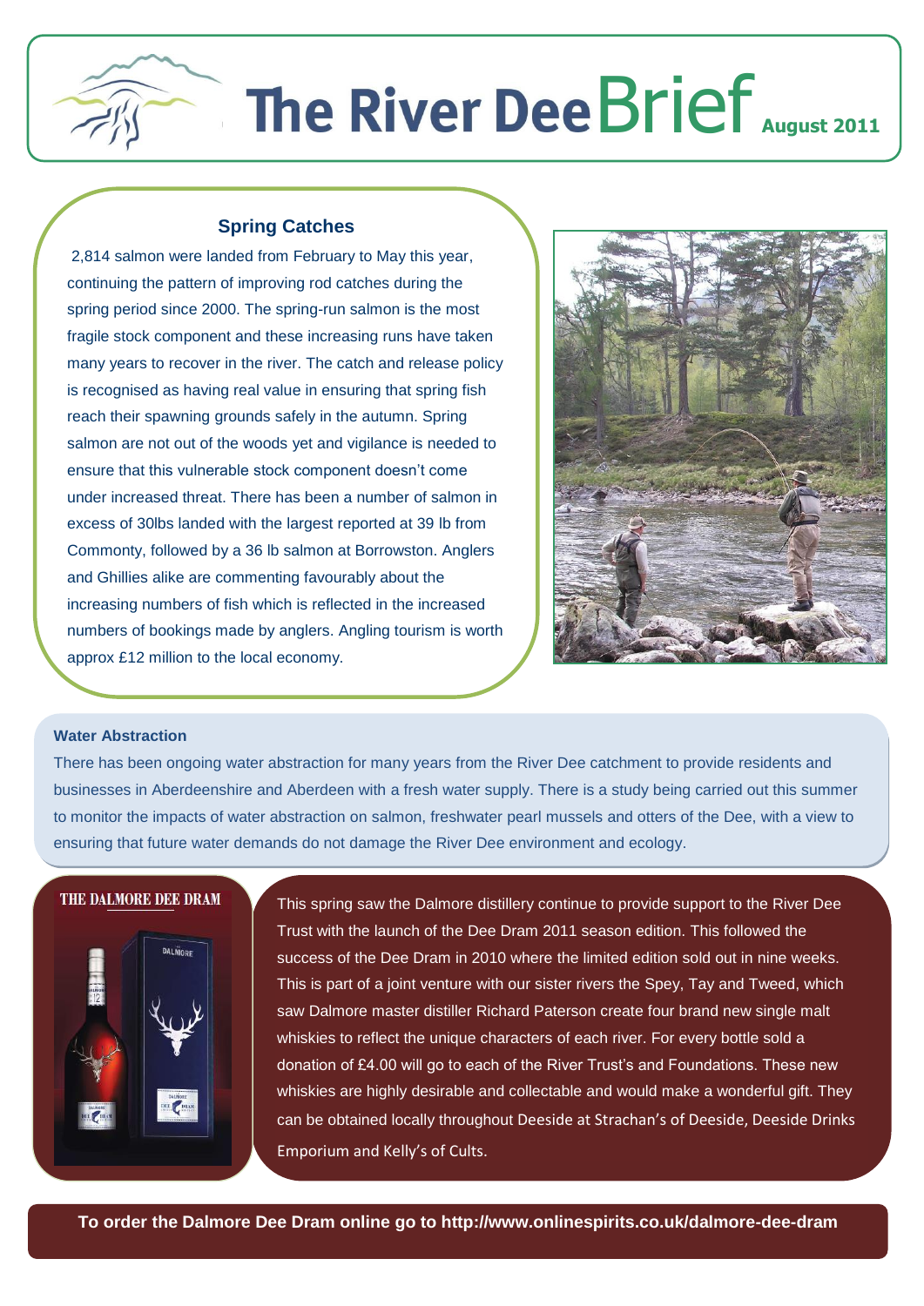# The River Dee Brief August 2011

## Spring Catches

2,814 salmon were landed from February to May this year, continuing the pattern of improving rod catches during the spring period since 2000. The spring-run salmon is the most fragile stock component and these increasing runs have taken many years to recover in the river. The catch and release policy is recognised as having real value in ensuring that spring fish reach their spawning grounds safely in the autumn. Spring salmon are not out of the woods yet and vigilance is needed to ensure that this vulnerable stock component doesn't come under increased threat. There has been a number of salmon in excess of 30lbs landed with the largest reported at 39 lb from Commonty, followed by a 36 lb salmon at Borrowston. Anglers and Ghillies alike are commenting favourably about the increasing numbers of fish which is reflected in the increased numbers of bookings made by anglers. Angling tourism is worth approx £12 million to the local economy.

## Water Abstraction

There has been ongoing water abstraction for many years from the River Dee catchment to provide residents and businesses in Aberdeenshire and Aberdeen with a fresh water supply. There is a study being carried out this summer to monitor the impacts of water abstraction on salmon, freshwater pearl mussels and otters of the Dee, with a view to ensuring that future water demands do not damage the River Dee environment and ecology.

## THE DALMORE DEE DRAM

This spring saw the Dalmore distillery continue to provide support to the River Dee Trust with the launch of the Dee Dram 2011 season edition. This followed the success of the Dee Dram in 2010 where the limited edition sold out in nine weeks. This is part of a joint venture with our sister rivers the Spey, Tay and Tweed, which saw Dalmore master distiller Richard Paterson create four brand new single malt whiskies to reflect the unique characters of each river. For every bottle sold a donation of £4.00 will go to each of the River Trust's and Foundations. These new whiskies are highly desirable and collectable and would make a wonderful gift. They can be obtained locally throughout Deeside at Strachan's of Deeside, Deeside Drinks Emporium and Kelly's of Cults.

**To order the Dalmore Dee Dram online go to http://www.onlinespirits.co.uk/dalmore-dee-dram**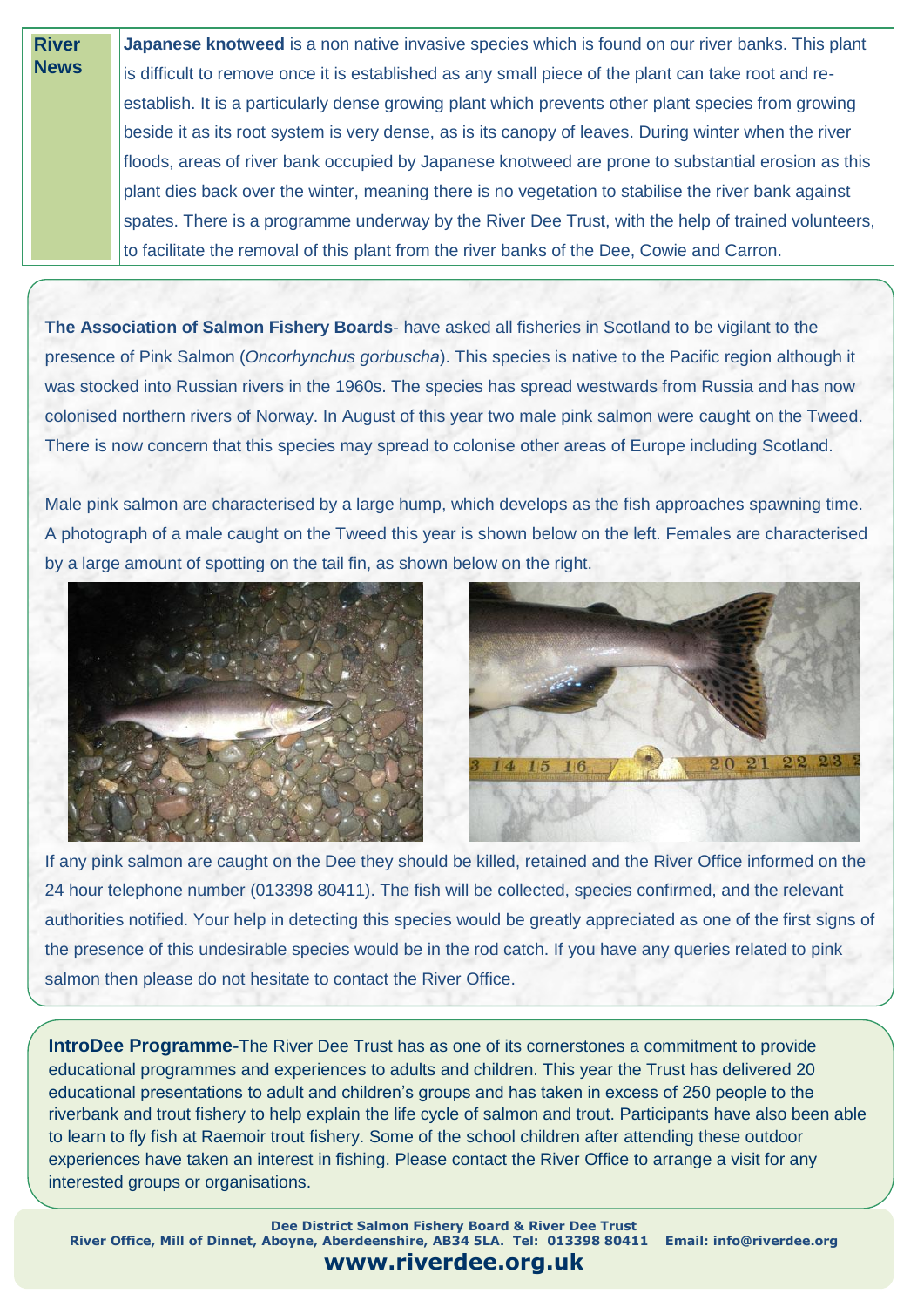**River News**

**Japanese knotweed** is a non native invasive species which is found on our river banks. This plant is difficult to remove once it is established as any small piece of the plant can take root and re-establish. It is a particularly dense growing plant which prevents other plant species from growing beside it as its root system is very dense, as is its canopy of leaves. During winter when the river floods, areas of river bank occupied by Japanese knotweed are prone to substantial erosion as this plant dies back over the winter, meaning there is no vegetation to stabilise the river bank against spates. There is a programme underway by the River Dee Trust, with the help of trained volunteers, to facilitate the removal of this plant from the river banks of the Dee, Cowie and Carron.

**The Association of Salmon Fishery Boards**- have asked all fisheries in Scotland to be vigilant to the presence of Pink Salmon (*Oncorhynchus gorbuscha*). This species is native to the Pacific region although it was stocked into Russian rivers in the 1960s. The species has spread westwards from Russia and has now colonised northern rivers of Norway. In August of this year two male pink salmon were caught on the Tweed. There is now concern that this species may spread to colonise other areas of Europe including Scotland.

Male pink salmon are characterised by a large hump, which develops as the fish approaches spawning time. A photograph of a male caught on the Tweed this year is shown below on the left. Females are characterised by a large amount of spotting on the tail fin, as shown below on the right.

If any pink salmon are caught on the Dee they should be killed, retained and the River Office informed on the 24 hour telephone number (013398 80411). The fish will be collected, species confirmed, and the relevant authorities notified. Your help in detecting this species would be greatly appreciated as one of the first signs of the presence of this undesirable species would be in the rod catch. If you have any queries related to pink salmon then please do not hesitate to contact the River Office.

**IntroDee Programme-**The River Dee Trust has as one of its cornerstones a commitment to provide educational programmes and experiences to adults and children. This year the Trust has delivered 20 educational presentations to adult and children's groups and has taken in excess of 250 people to the riverbank and trout fishery to help explain the life cycle of salmon and trout. Participants have also been able to learn to fly fish at Raemoir trout fishery. Some of the school children after attending these outdoor experiences have taken an interest in fishing. Please contact the River Office to arrange a visit for any interested groups or organisations.

**Dee District Salmon Fishery Board & River Dee Trust**
**River Office, Mill of Dinnet, Aboyne, Aberdeenshire, AB34 5LA. Tel: 013398 80411 Email: info@riverdee.org**
**www.riverdee.org.uk**